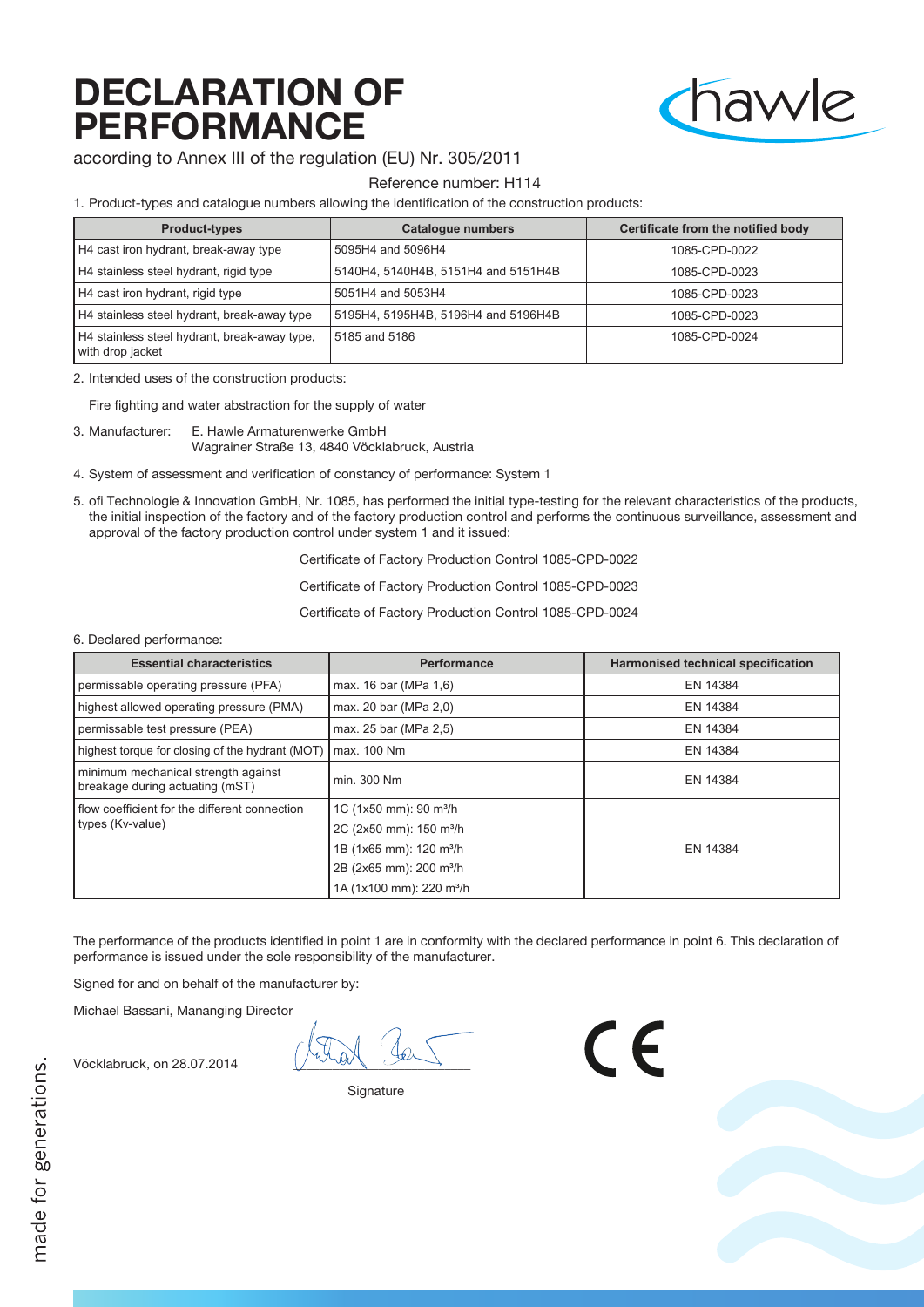# DECLARATION OF PERFORMANCE

according to Annex III of the regulation (EU) Nr. 305/2011

Reference number: H114

1. Product-types and catalogue numbers allowing the identification of the construction products:

| Product-types | Catalogue numbers | Certificate from the notified body |
|---|---|---|
| H4 cast iron hydrant, break-away type | 5095H4 and 5096H4 | 1085-CPD-0022 |
| H4 stainless steel hydrant, rigid type | 5140H4, 5140H4B, 5151H4 and 5151H4B | 1085-CPD-0023 |
| H4 cast iron hydrant, rigid type | 5051H4 and 5053H4 | 1085-CPD-0023 |
| H4 stainless steel hydrant, break-away type | 5195H4, 5195H4B, 5196H4 and 5196H4B | 1085-CPD-0023 |
| H4 stainless steel hydrant, break-away type, with drop jacket | 5185 and 5186 | 1085-CPD-0024 |

2. Intended uses of the construction products:

   Fire fighting and water abstraction for the supply of water

3. Manufacturer: E. Hawle Armaturenwerke GmbH
   Wagrainer Straße 13, 4840 Vöcklabruck, Austria

4. System of assessment and verification of constancy of performance: System 1

5. ofi Technologie & Innovation GmbH, Nr. 1085, has performed the initial type-testing for the relevant characteristics of the products, the initial inspection of the factory and of the factory production control and performs the continuous surveillance, assessment and approval of the factory production control under system 1 and it issued:

   Certificate of Factory Production Control 1085-CPD-0022

   Certificate of Factory Production Control 1085-CPD-0023

   Certificate of Factory Production Control 1085-CPD-0024

6. Declared performance:

| Essential characteristics | Performance | Harmonised technical specification |
|---|---|---|
| permissable operating pressure (PFA) | max. 16 bar (MPa 1,6) | EN 14384 |
| highest allowed operating pressure (PMA) | max. 20 bar (MPa 2,0) | EN 14384 |
| permissable test pressure (PEA) | max. 25 bar (MPa 2,5) | EN 14384 |
| highest torque for closing of the hydrant (MOT) | max. 100 Nm | EN 14384 |
| minimum mechanical strength against breakage during actuating (mST) | min. 300 Nm | EN 14384 |
| flow coefficient for the different connection types (Kv-value) | 1C (1x50 mm): 90 m³/h<br>2C (2x50 mm): 150 m³/h<br>1B (1x65 mm): 120 m³/h<br>2B (2x65 mm): 200 m³/h<br>1A (1x100 mm): 220 m³/h | EN 14384 |

The performance of the products identified in point 1 are in conformity with the declared performance in point 6. This declaration of performance is issued under the sole responsibility of the manufacturer.

Signed for and on behalf of the manufacturer by:

Michael Bassani, Mananging Director

Vöcklabruck, on 28.07.2014

Signature

CE

made for generations.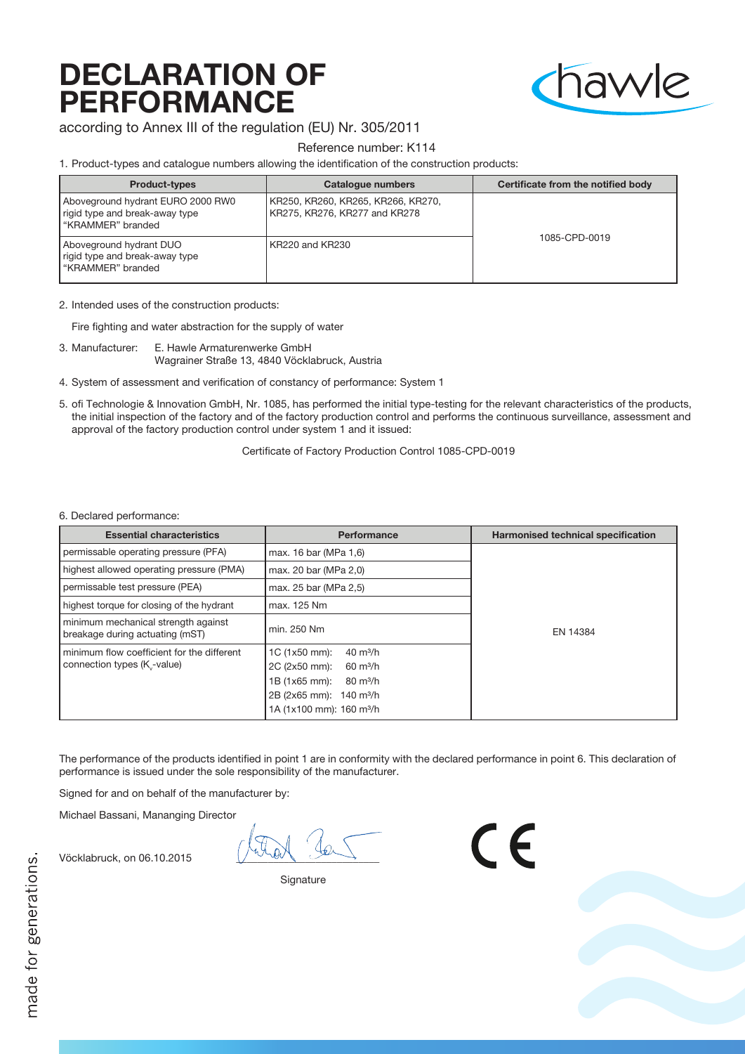# DECLARATION OF PERFORMANCE

according to Annex III of the regulation (EU) Nr. 305/2011

Reference number: K114

1. Product-types and catalogue numbers allowing the identification of the construction products:

| Product-types | Catalogue numbers | Certificate from the notified body |
|---|---|---|
| Aboveground hydrant EURO 2000 RW0 rigid type and break-away type "KRAMMER" branded | KR250, KR260, KR265, KR266, KR270, KR275, KR276, KR277 and KR278 | 1085-CPD-0019 |
| Aboveground hydrant DUO rigid type and break-away type "KRAMMER" branded | KR220 and KR230 | |

2. Intended uses of the construction products:

   Fire fighting and water abstraction for the supply of water

3. Manufacturer: E. Hawle Armaturenwerke GmbH
   Wagrainer Straße 13, 4840 Vöcklabruck, Austria

4. System of assessment and verification of constancy of performance: System 1

5. ofi Technologie & Innovation GmbH, Nr. 1085, has performed the initial type-testing for the relevant characteristics of the products, the initial inspection of the factory and of the factory production control and performs the continuous surveillance, assessment and approval of the factory production control under system 1 and it issued:

   Certificate of Factory Production Control 1085-CPD-0019

6. Declared performance:

| Essential characteristics | Performance | Harmonised technical specification |
|---|---|---|
| permissable operating pressure (PFA) | max. 16 bar (MPa 1,6) | EN 14384 |
| highest allowed operating pressure (PMA) | max. 20 bar (MPa 2,0) | |
| permissable test pressure (PEA) | max. 25 bar (MPa 2,5) | |
| highest torque for closing of the hydrant | max. 125 Nm | |
| minimum mechanical strength against breakage during actuating (mST) | min. 250 Nm | |
| minimum flow coefficient for the different connection types ($K_v$-value) | 1C (1x50 mm): 40 m³/h<br>2C (2x50 mm): 60 m³/h<br>1B (1x65 mm): 80 m³/h<br>2B (2x65 mm): 140 m³/h<br>1A (1x100 mm): 160 m³/h | |

The performance of the products identified in point 1 are in conformity with the declared performance in point 6. This declaration of performance is issued under the sole responsibility of the manufacturer.

Signed for and on behalf of the manufacturer by:

Michael Bassani, Mananging Director

Vöcklabruck, on 06.10.2015

Signature

CE

made for generations.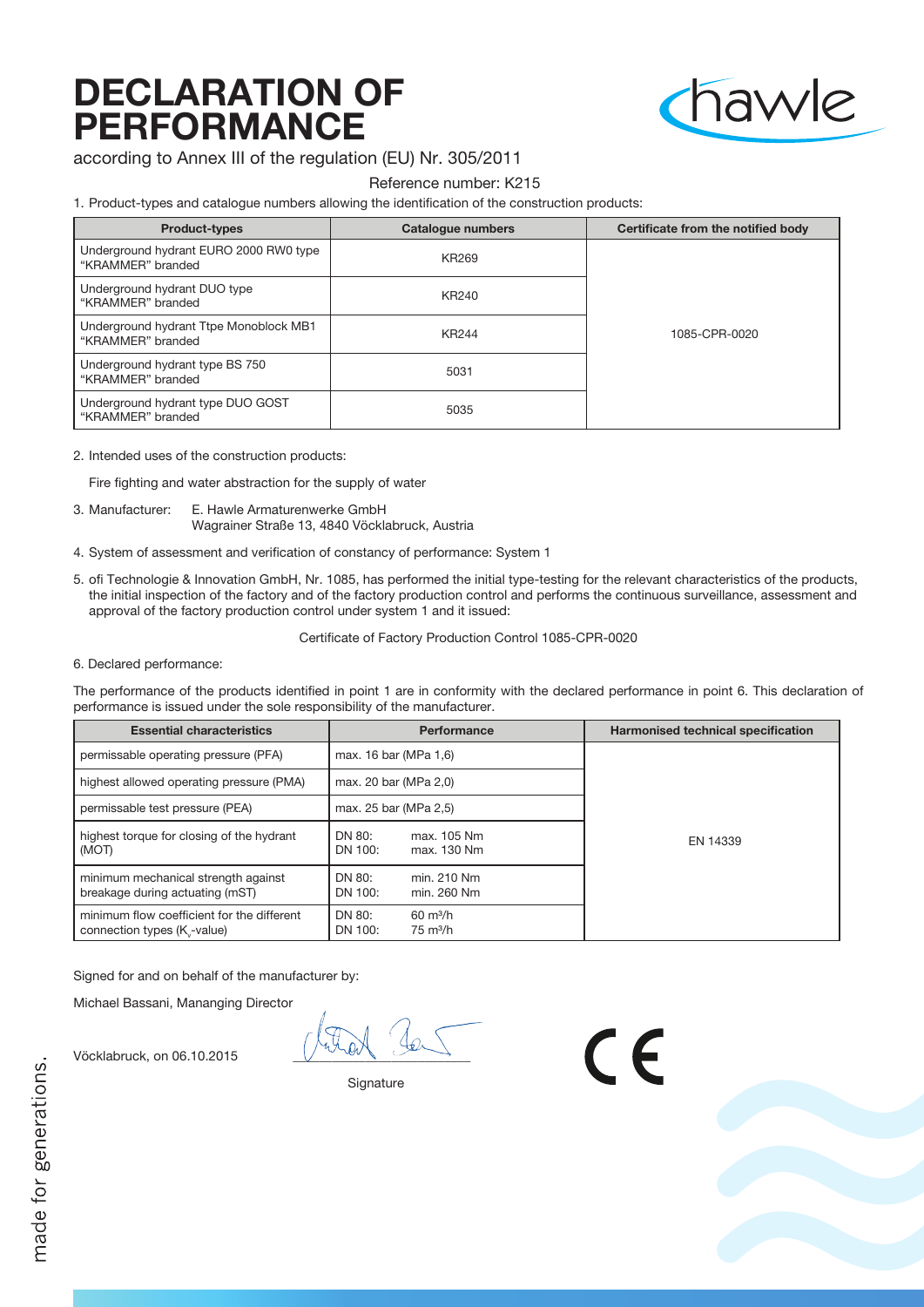# DECLARATION OF PERFORMANCE

according to Annex III of the regulation (EU) Nr. 305/2011

Reference number: K215

1. Product-types and catalogue numbers allowing the identification of the construction products:

| Product-types | Catalogue numbers | Certificate from the notified body |
|---|---|---|
| Underground hydrant EURO 2000 RW0 type "KRAMMER" branded | KR269 | 1085-CPR-0020 |
| Underground hydrant DUO type "KRAMMER" branded | KR240 | |
| Underground hydrant Ttpe Monoblock MB1 "KRAMMER" branded | KR244 | |
| Underground hydrant type BS 750 "KRAMMER" branded | 5031 | |
| Underground hydrant type DUO GOST "KRAMMER" branded | 5035 | |

2. Intended uses of the construction products:

   Fire fighting and water abstraction for the supply of water

3. Manufacturer: E. Hawle Armaturenwerke GmbH
   Wagrainer Straße 13, 4840 Vöcklabruck, Austria

4. System of assessment and verification of constancy of performance: System 1

5. ofi Technologie & Innovation GmbH, Nr. 1085, has performed the initial type-testing for the relevant characteristics of the products, the initial inspection of the factory and of the factory production control and performs the continuous surveillance, assessment and approval of the factory production control under system 1 and it issued:

   Certificate of Factory Production Control 1085-CPR-0020

6. Declared performance:

The performance of the products identified in point 1 are in conformity with the declared performance in point 6. This declaration of performance is issued under the sole responsibility of the manufacturer.

| Essential characteristics | Performance | Harmonised technical specification |
|---|---|---|
| permissable operating pressure (PFA) | max. 16 bar (MPa 1,6) | EN 14339 |
| highest allowed operating pressure (PMA) | max. 20 bar (MPa 2,0) | |
| permissable test pressure (PEA) | max. 25 bar (MPa 2,5) | |
| highest torque for closing of the hydrant (MOT) | DN 80: max. 105 Nm<br>DN 100: max. 130 Nm | |
| minimum mechanical strength against breakage during actuating (mST) | DN 80: min. 210 Nm<br>DN 100: min. 260 Nm | |
| minimum flow coefficient for the different connection types ($K_v$-value) | DN 80: 60 m³/h<br>DN 100: 75 m³/h | |

Signed for and on behalf of the manufacturer by:

Michael Bassani, Mananging Director

Vöcklabruck, on 06.10.2015

Signature

CE

made for generations.